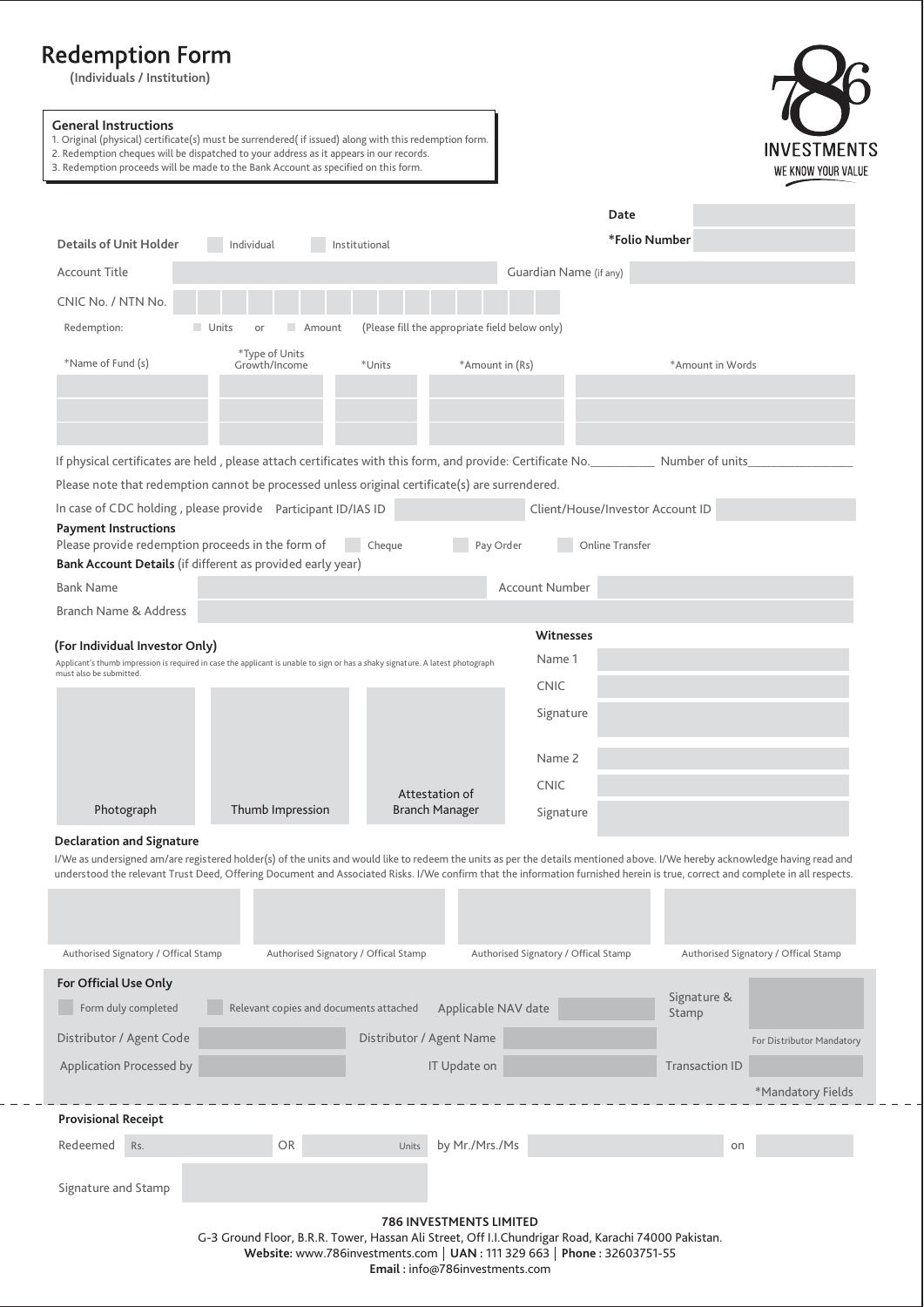# Redemption Form

**(Individuals / Institution)**

786 INVESTMENTS
WE KNOW YOUR VALUE

**General Instructions**

1. Original (physical) certificate(s) must be surrendered( if issued) along with this redemption form.
2. Redemption cheques will be dispatched to your address as it appears in our records.
3. Redemption proceeds will be made to the Bank Account as specified on this form.

Date

**Details of Unit Holder** ☐ Individual ☐ Institutional

*Folio Number

Account Title | Guardian Name (if any)

CNIC No. / NTN No.

Redemption: ☐ Units or ☐ Amount (Please fill the appropriate field below only)

| *Name of Fund (s) | *Type of Units Growth/Income | *Units | *Amount in (Rs) | *Amount in Words |
|---|---|---|---|---|
| | | | | |
| | | | | |
| | | | | |

If physical certificates are held , please attach certificates with this form, and provide: Certificate No.__________ Number of units________________

Please note that redemption cannot be processed unless original certificate(s) are surrendered.

In case of CDC holding , please provide Participant ID/IAS ID | Client/House/Investor Account ID

**Payment Instructions**

Please provide redemption proceeds in the form of ☐ Cheque ☐ Pay Order ☐ Online Transfer

**Bank Account Details** (if different as provided early year)

Bank Name | Account Number

Branch Name & Address

**(For Individual Investor Only)**

Applicant's thumb impression is required in case the applicant is unable to sign or has a shaky signature. A latest photograph must also be submitted.

| Photograph | Thumb Impression | Attestation of Branch Manager |
|---|---|---|

**Witnesses**

Name 1

CNIC

Signature

Name 2

CNIC

Signature

**Declaration and Signature**

I/We as undersigned am/are registered holder(s) of the units and would like to redeem the units as per the details mentioned above. I/We hereby acknowledge having read and understood the relevant Trust Deed, Offering Document and Associated Risks. I/We confirm that the information furnished herein is true, correct and complete in all respects.

| Authorised Signatory / Offical Stamp | Authorised Signatory / Offical Stamp | Authorised Signatory / Offical Stamp | Authorised Signatory / Offical Stamp |
|---|---|---|---|

**For Official Use Only**

☐ Form duly completed ☐ Relevant copies and documents attached | Applicable NAV date | Signature & Stamp

Distributor / Agent Code | Distributor / Agent Name | For Distributor Mandatory

Application Processed by | IT Update on | Transaction ID

*Mandatory Fields

**Provisional Receipt**

Redeemed Rs. OR Units by Mr./Mrs./Ms on

Signature and Stamp

**786 INVESTMENTS LIMITED**

G-3 Ground Floor, B.R.R. Tower, Hassan Ali Street, Off I.I.Chundrigar Road, Karachi 74000 Pakistan.

**Website:** www.786investments.com | **UAN :** 111 329 663 | **Phone :** 32603751-55

**Email :** info@786investments.com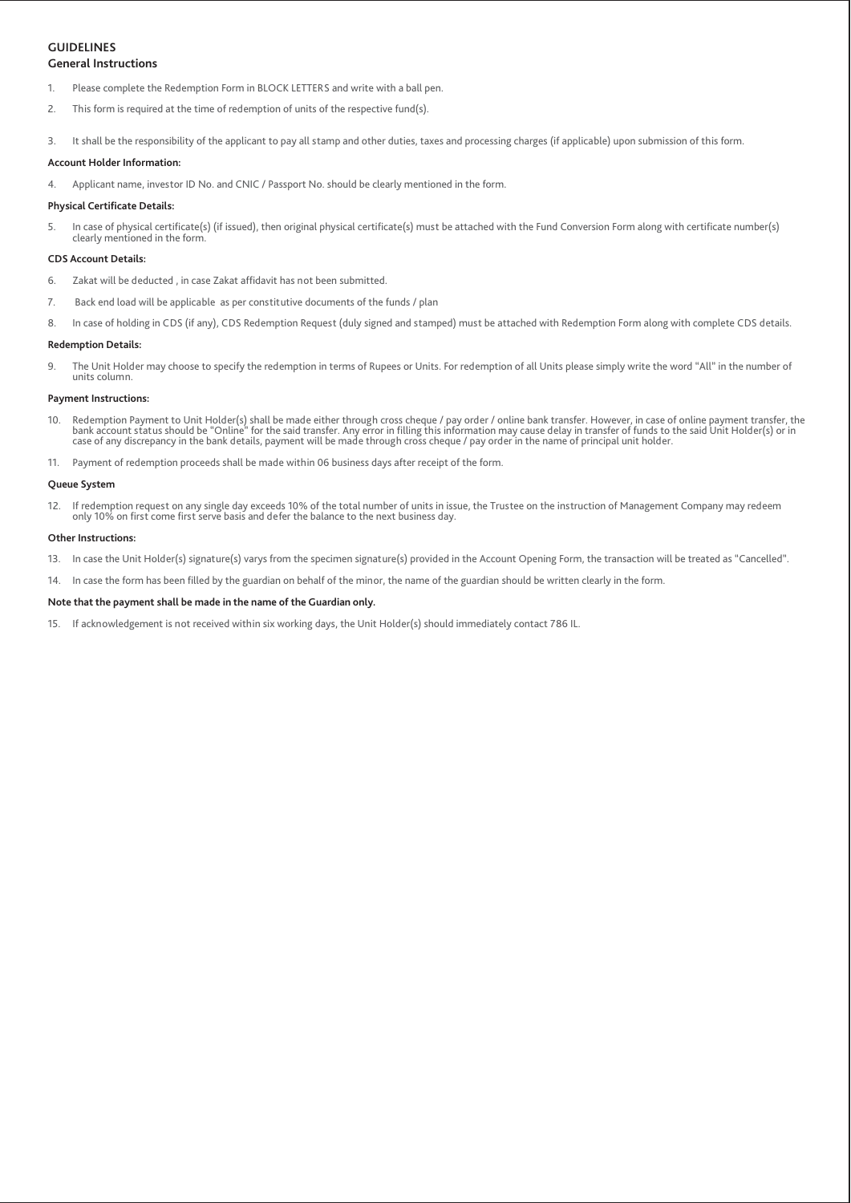# GUIDELINES

## General Instructions

1. Please complete the Redemption Form in BLOCK LETTERS and write with a ball pen.
2. This form is required at the time of redemption of units of the respective fund(s).
3. It shall be the responsibility of the applicant to pay all stamp and other duties, taxes and processing charges (if applicable) upon submission of this form.

### Account Holder Information:

4. Applicant name, investor ID No. and CNIC / Passport No. should be clearly mentioned in the form.

### Physical Certificate Details:

5. In case of physical certificate(s) (if issued), then original physical certificate(s) must be attached with the Fund Conversion Form along with certificate number(s) clearly mentioned in the form.

### CDS Account Details:

6. Zakat will be deducted , in case Zakat affidavit has not been submitted.
7. Back end load will be applicable as per constitutive documents of the funds / plan
8. In case of holding in CDS (if any), CDS Redemption Request (duly signed and stamped) must be attached with Redemption Form along with complete CDS details.

### Redemption Details:

9. The Unit Holder may choose to specify the redemption in terms of Rupees or Units. For redemption of all Units please simply write the word "All" in the number of units column.

### Payment Instructions:

10. Redemption Payment to Unit Holder(s) shall be made either through cross cheque / pay order / online bank transfer. However, in case of online payment transfer, the bank account status should be "Online" for the said transfer. Any error in filling this information may cause delay in transfer of funds to the said Unit Holder(s) or in case of any discrepancy in the bank details, payment will be made through cross cheque / pay order in the name of principal unit holder.
11. Payment of redemption proceeds shall be made within 06 business days after receipt of the form.

### Queue System

12. If redemption request on any single day exceeds 10% of the total number of units in issue, the Trustee on the instruction of Management Company may redeem only 10% on first come first serve basis and defer the balance to the next business day.

### Other Instructions:

13. In case the Unit Holder(s) signature(s) varys from the specimen signature(s) provided in the Account Opening Form, the transaction will be treated as "Cancelled".
14. In case the form has been filled by the guardian on behalf of the minor, the name of the guardian should be written clearly in the form.

**Note that the payment shall be made in the name of the Guardian only.**

15. If acknowledgement is not received within six working days, the Unit Holder(s) should immediately contact 786 IL.